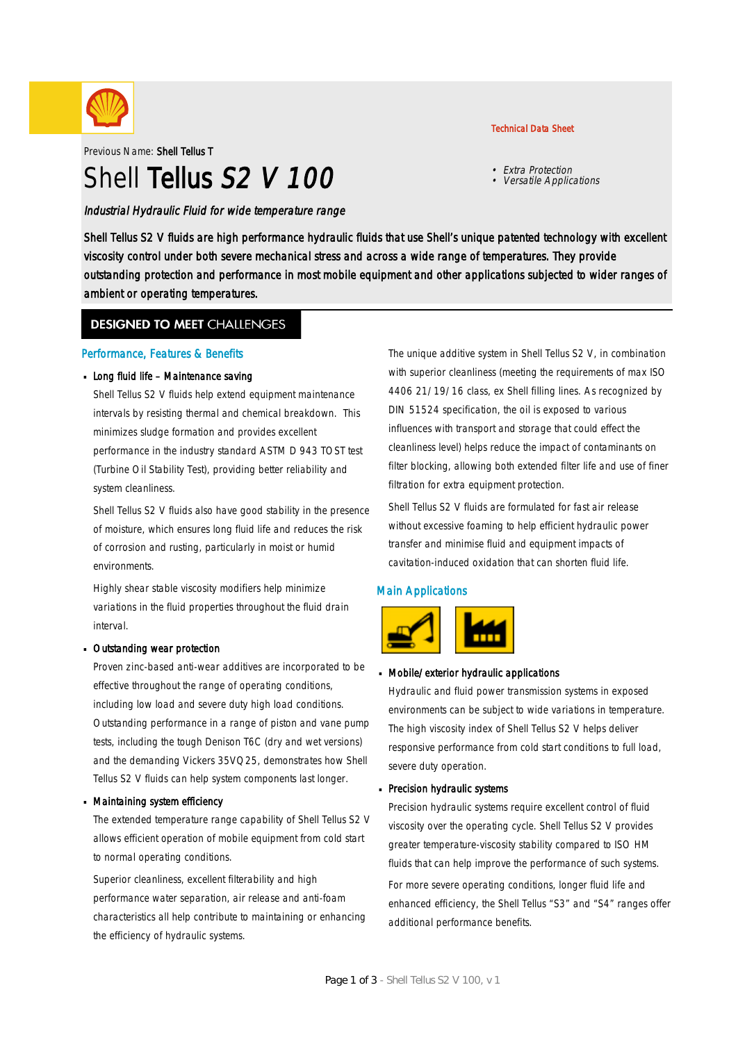Technical Data Sheet

Previous Name: **Shell Tellus T**

# Shell **Tellus** *S2 V 100*

- *Extra Protection*
- *Versatile Applications*

*Industrial Hydraulic Fluid for wide temperature range*

Shell Tellus S2 V fluids are high performance hydraulic fluids that use Shell's unique patented technology with excellent viscosity control under both severe mechanical stress and across a wide range of temperatures. They provide outstanding protection and performance in most mobile equipment and other applications subjected to wider ranges of ambient or operating temperatures.

## DESIGNED TO MEET CHALLENGES

### Performance, Features & Benefits

- **Long fluid life – Maintenance saving**

  Shell Tellus S2 V fluids help extend equipment maintenance intervals by resisting thermal and chemical breakdown. This minimizes sludge formation and provides excellent performance in the industry standard ASTM D 943 TOST test (Turbine Oil Stability Test), providing better reliability and system cleanliness.

  Shell Tellus S2 V fluids also have good stability in the presence of moisture, which ensures long fluid life and reduces the risk of corrosion and rusting, particularly in moist or humid environments.

  Highly shear stable viscosity modifiers help minimize variations in the fluid properties throughout the fluid drain interval.

- **Outstanding wear protection**

  Proven zinc-based anti-wear additives are incorporated to be effective throughout the range of operating conditions, including low load and severe duty high load conditions. Outstanding performance in a range of piston and vane pump tests, including the tough Denison T6C (dry and wet versions) and the demanding Vickers 35VQ25, demonstrates how Shell Tellus S2 V fluids can help system components last longer.

- **Maintaining system efficiency**

  The extended temperature range capability of Shell Tellus S2 V allows efficient operation of mobile equipment from cold start to normal operating conditions.

  Superior cleanliness, excellent filterability and high performance water separation, air release and anti-foam characteristics all help contribute to maintaining or enhancing the efficiency of hydraulic systems.

  The unique additive system in Shell Tellus S2 V, in combination with superior cleanliness (meeting the requirements of max ISO 4406 21/19/16 class, ex Shell filling lines. As recognized by DIN 51524 specification, the oil is exposed to various influences with transport and storage that could effect the cleanliness level) helps reduce the impact of contaminants on filter blocking, allowing both extended filter life and use of finer filtration for extra equipment protection.

  Shell Tellus S2 V fluids are formulated for fast air release without excessive foaming to help efficient hydraulic power transfer and minimise fluid and equipment impacts of cavitation-induced oxidation that can shorten fluid life.

### Main Applications

- **Mobile/exterior hydraulic applications**

  Hydraulic and fluid power transmission systems in exposed environments can be subject to wide variations in temperature. The high viscosity index of Shell Tellus S2 V helps deliver responsive performance from cold start conditions to full load, severe duty operation.

- **Precision hydraulic systems**

  Precision hydraulic systems require excellent control of fluid viscosity over the operating cycle. Shell Tellus S2 V provides greater temperature-viscosity stability compared to ISO HM fluids that can help improve the performance of such systems.

  For more severe operating conditions, longer fluid life and enhanced efficiency, the Shell Tellus "S3" and "S4" ranges offer additional performance benefits.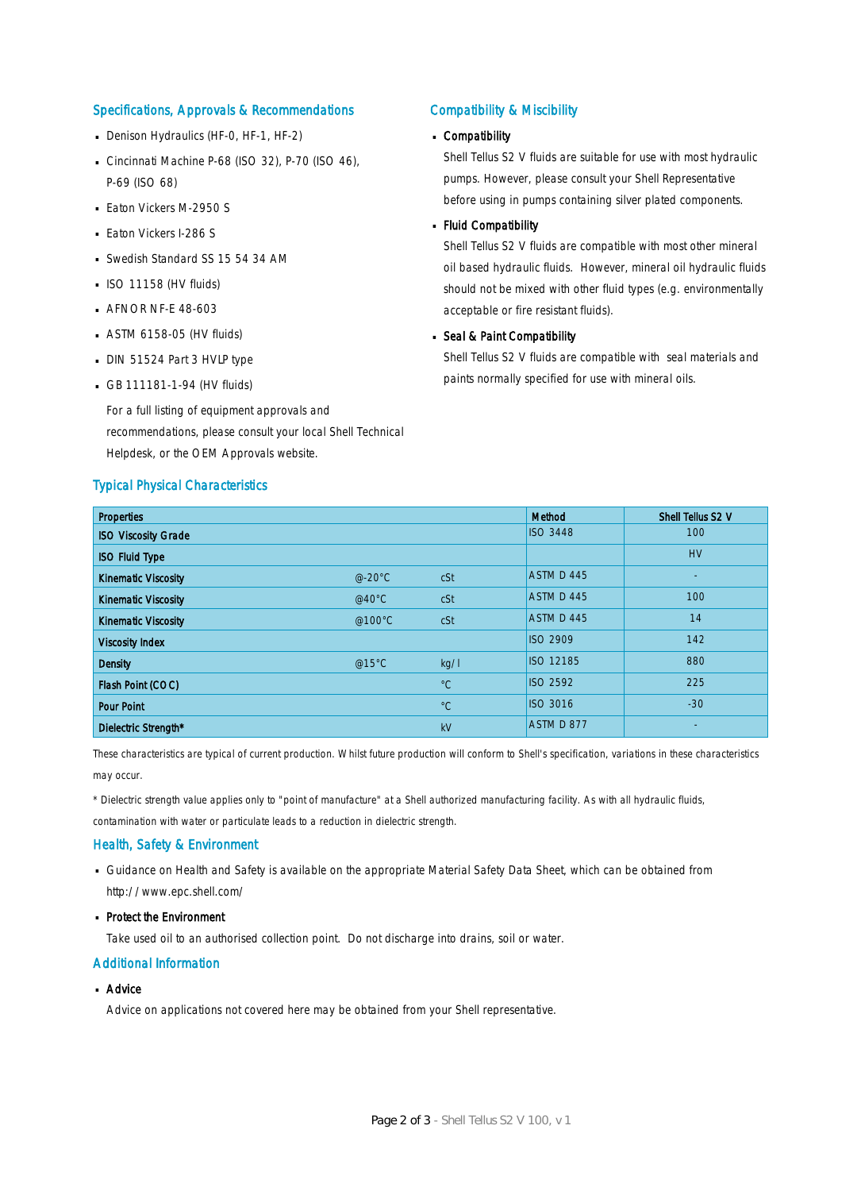## Specifications, Approvals & Recommendations

- Denison Hydraulics (HF-0, HF-1, HF-2)
- Cincinnati Machine P-68 (ISO 32), P-70 (ISO 46), P-69 (ISO 68)
- Eaton Vickers M-2950 S
- Eaton Vickers I-286 S
- Swedish Standard SS 15 54 34 AM
- ISO 11158 (HV fluids)
- AFNOR NF-E 48-603
- ASTM 6158-05 (HV fluids)
- DIN 51524 Part 3 HVLP type
- GB 111181-1-94 (HV fluids)

  For a full listing of equipment approvals and recommendations, please consult your local Shell Technical Helpdesk, or the OEM Approvals website.

## Compatibility & Miscibility

- **Compatibility**

  Shell Tellus S2 V fluids are suitable for use with most hydraulic pumps. However, please consult your Shell Representative before using in pumps containing silver plated components.

- **Fluid Compatibility**

  Shell Tellus S2 V fluids are compatible with most other mineral oil based hydraulic fluids. However, mineral oil hydraulic fluids should not be mixed with other fluid types (e.g. environmentally acceptable or fire resistant fluids).

- **Seal & Paint Compatibility**

  Shell Tellus S2 V fluids are compatible with seal materials and paints normally specified for use with mineral oils.

## Typical Physical Characteristics

| Properties | | | Method | Shell Tellus S2 V |
|---|---|---|---|---|
| ISO Viscosity Grade | | | ISO 3448 | 100 |
| ISO Fluid Type | | | | HV |
| Kinematic Viscosity | @-20°C | cSt | ASTM D 445 | - |
| Kinematic Viscosity | @40°C | cSt | ASTM D 445 | 100 |
| Kinematic Viscosity | @100°C | cSt | ASTM D 445 | 14 |
| Viscosity Index | | | ISO 2909 | 142 |
| Density | @15°C | kg/l | ISO 12185 | 880 |
| Flash Point (COC) | | °C | ISO 2592 | 225 |
| Pour Point | | °C | ISO 3016 | -30 |
| Dielectric Strength* | | kV | ASTM D 877 | - |

These characteristics are typical of current production. Whilst future production will conform to Shell's specification, variations in these characteristics may occur.

* Dielectric strength value applies only to "point of manufacture" at a Shell authorized manufacturing facility. As with all hydraulic fluids, contamination with water or particulate leads to a reduction in dielectric strength.

## Health, Safety & Environment

- Guidance on Health and Safety is available on the appropriate Material Safety Data Sheet, which can be obtained from http://www.epc.shell.com/
- **Protect the Environment**

  Take used oil to an authorised collection point. Do not discharge into drains, soil or water.

## Additional Information

- **Advice**

  Advice on applications not covered here may be obtained from your Shell representative.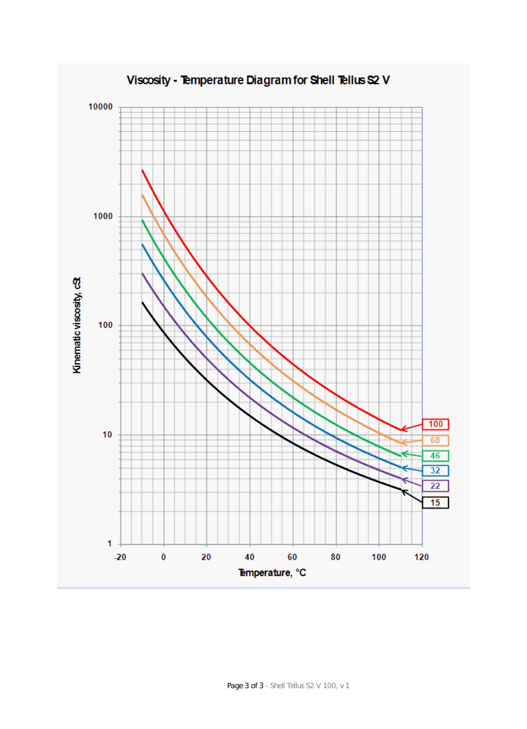Viscosity - Temperature Diagram for Shell Tellus S2 V

Kinematic viscosity, cSt

10000

1000

100

10

1

-20

0

20

40

60

80

100

120

Temperature, °C

100

68

46

32

22

15